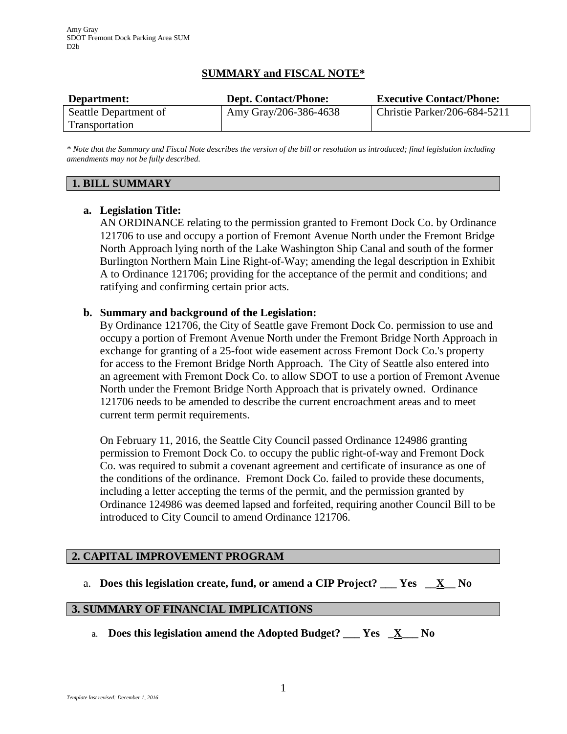Amy Gray
SDOT Fremont Dock Parking Area SUM
D2b

## SUMMARY and FISCAL NOTE*

| Department: | Dept. Contact/Phone: | Executive Contact/Phone: |
|---|---|---|
| Seattle Department of Transportation | Amy Gray/206-386-4638 | Christie Parker/206-684-5211 |

*\* Note that the Summary and Fiscal Note describes the version of the bill or resolution as introduced; final legislation including amendments may not be fully described.*

### 1. BILL SUMMARY

**a. Legislation Title:**

AN ORDINANCE relating to the permission granted to Fremont Dock Co. by Ordinance 121706 to use and occupy a portion of Fremont Avenue North under the Fremont Bridge North Approach lying north of the Lake Washington Ship Canal and south of the former Burlington Northern Main Line Right-of-Way; amending the legal description in Exhibit A to Ordinance 121706; providing for the acceptance of the permit and conditions; and ratifying and confirming certain prior acts.

**b. Summary and background of the Legislation:**

By Ordinance 121706, the City of Seattle gave Fremont Dock Co. permission to use and occupy a portion of Fremont Avenue North under the Fremont Bridge North Approach in exchange for granting of a 25-foot wide easement across Fremont Dock Co.'s property for access to the Fremont Bridge North Approach. The City of Seattle also entered into an agreement with Fremont Dock Co. to allow SDOT to use a portion of Fremont Avenue North under the Fremont Bridge North Approach that is privately owned. Ordinance 121706 needs to be amended to describe the current encroachment areas and to meet current term permit requirements.

On February 11, 2016, the Seattle City Council passed Ordinance 124986 granting permission to Fremont Dock Co. to occupy the public right-of-way and Fremont Dock Co. was required to submit a covenant agreement and certificate of insurance as one of the conditions of the ordinance. Fremont Dock Co. failed to provide these documents, including a letter accepting the terms of the permit, and the permission granted by Ordinance 124986 was deemed lapsed and forfeited, requiring another Council Bill to be introduced to City Council to amend Ordinance 121706.

### 2. CAPITAL IMPROVEMENT PROGRAM

a. **Does this legislation create, fund, or amend a CIP Project? ___ Yes __X__ No**

### 3. SUMMARY OF FINANCIAL IMPLICATIONS

a. **Does this legislation amend the Adopted Budget? ___ Yes _X___ No**

*Template last revised: December 1, 2016*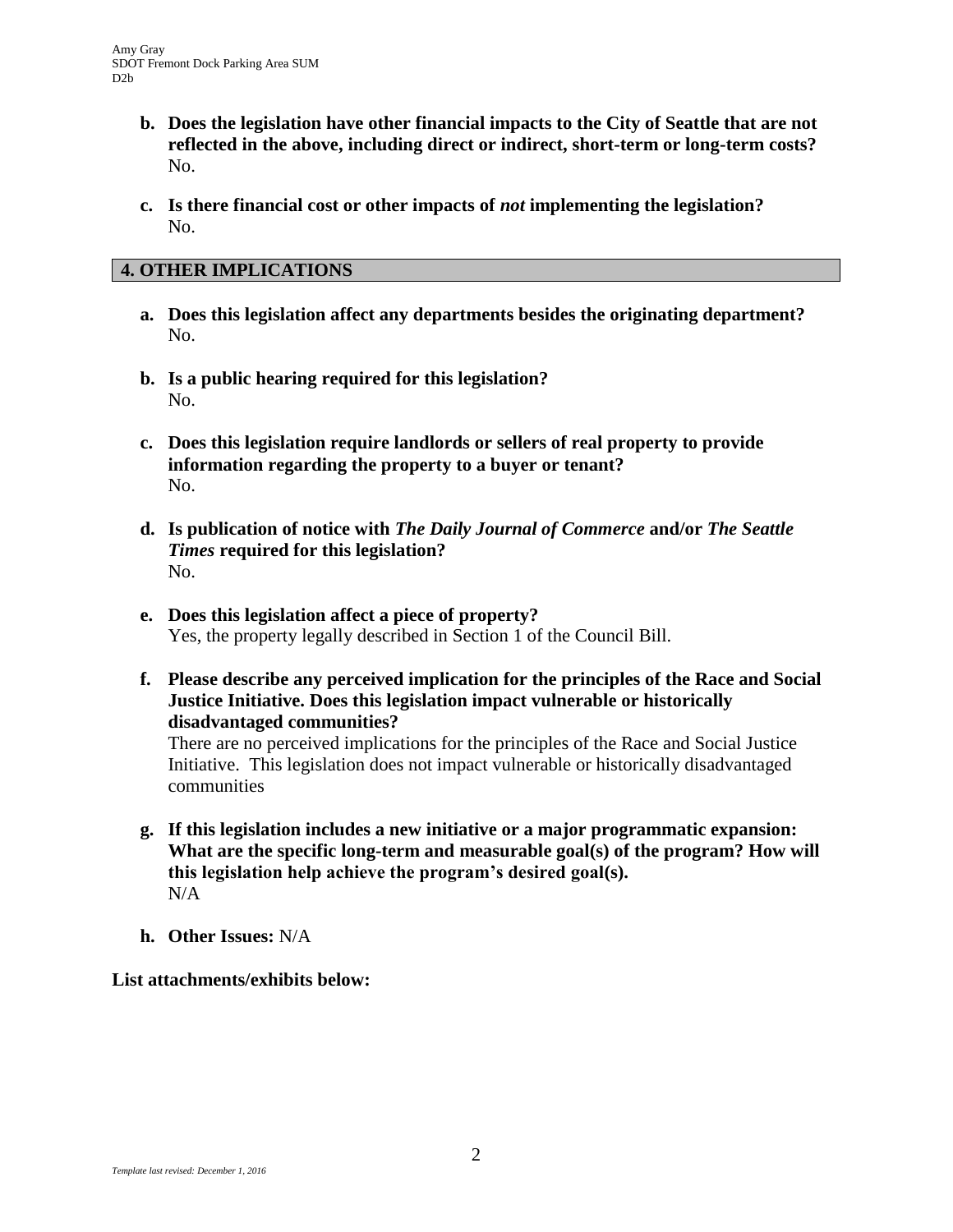- **b. Does the legislation have other financial impacts to the City of Seattle that are not reflected in the above, including direct or indirect, short-term or long-term costs?**
  No.

- **c. Is there financial cost or other impacts of *not* implementing the legislation?**
  No.

## 4. OTHER IMPLICATIONS

- **a. Does this legislation affect any departments besides the originating department?**
  No.

- **b. Is a public hearing required for this legislation?**
  No.

- **c. Does this legislation require landlords or sellers of real property to provide information regarding the property to a buyer or tenant?**
  No.

- **d. Is publication of notice with *The Daily Journal of Commerce* and/or *The Seattle Times* required for this legislation?**
  No.

- **e. Does this legislation affect a piece of property?**
  Yes, the property legally described in Section 1 of the Council Bill.

- **f. Please describe any perceived implication for the principles of the Race and Social Justice Initiative. Does this legislation impact vulnerable or historically disadvantaged communities?**
  There are no perceived implications for the principles of the Race and Social Justice Initiative. This legislation does not impact vulnerable or historically disadvantaged communities

- **g. If this legislation includes a new initiative or a major programmatic expansion: What are the specific long-term and measurable goal(s) of the program? How will this legislation help achieve the program's desired goal(s).**
  N/A

- **h. Other Issues:** N/A

**List attachments/exhibits below:**